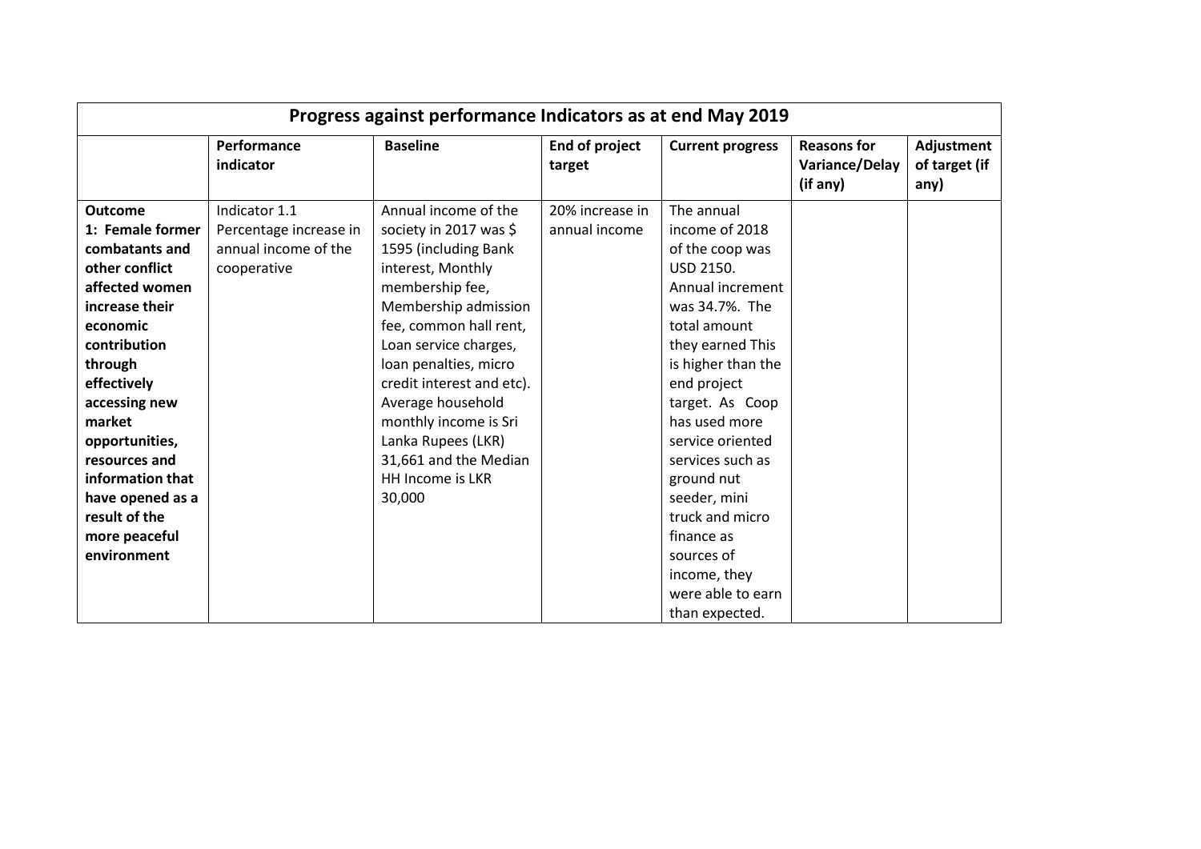| Progress against performance Indicators as at end May 2019 | | | | | | |
|---|---|---|---|---|---|---|
| | **Performance indicator** | **Baseline** | **End of project target** | **Current progress** | **Reasons for Variance/Delay (if any)** | **Adjustment of target (if any)** |
| **Outcome 1: Female former combatants and other conflict affected women increase their economic contribution through effectively accessing new market opportunities, resources and information that have opened as a result of the more peaceful environment** | Indicator 1.1 Percentage increase in annual income of the cooperative | Annual income of the society in 2017 was $ 1595 (including Bank interest, Monthly membership fee, Membership admission fee, common hall rent, Loan service charges, loan penalties, micro credit interest and etc). Average household monthly income is Sri Lanka Rupees (LKR) 31,661 and the Median HH Income is LKR 30,000 | 20% increase in annual income | The annual income of 2018 of the coop was USD 2150. Annual increment was 34.7%. The total amount they earned This is higher than the end project target. As Coop has used more service oriented services such as ground nut seeder, mini truck and micro finance as sources of income, they were able to earn than expected. | | |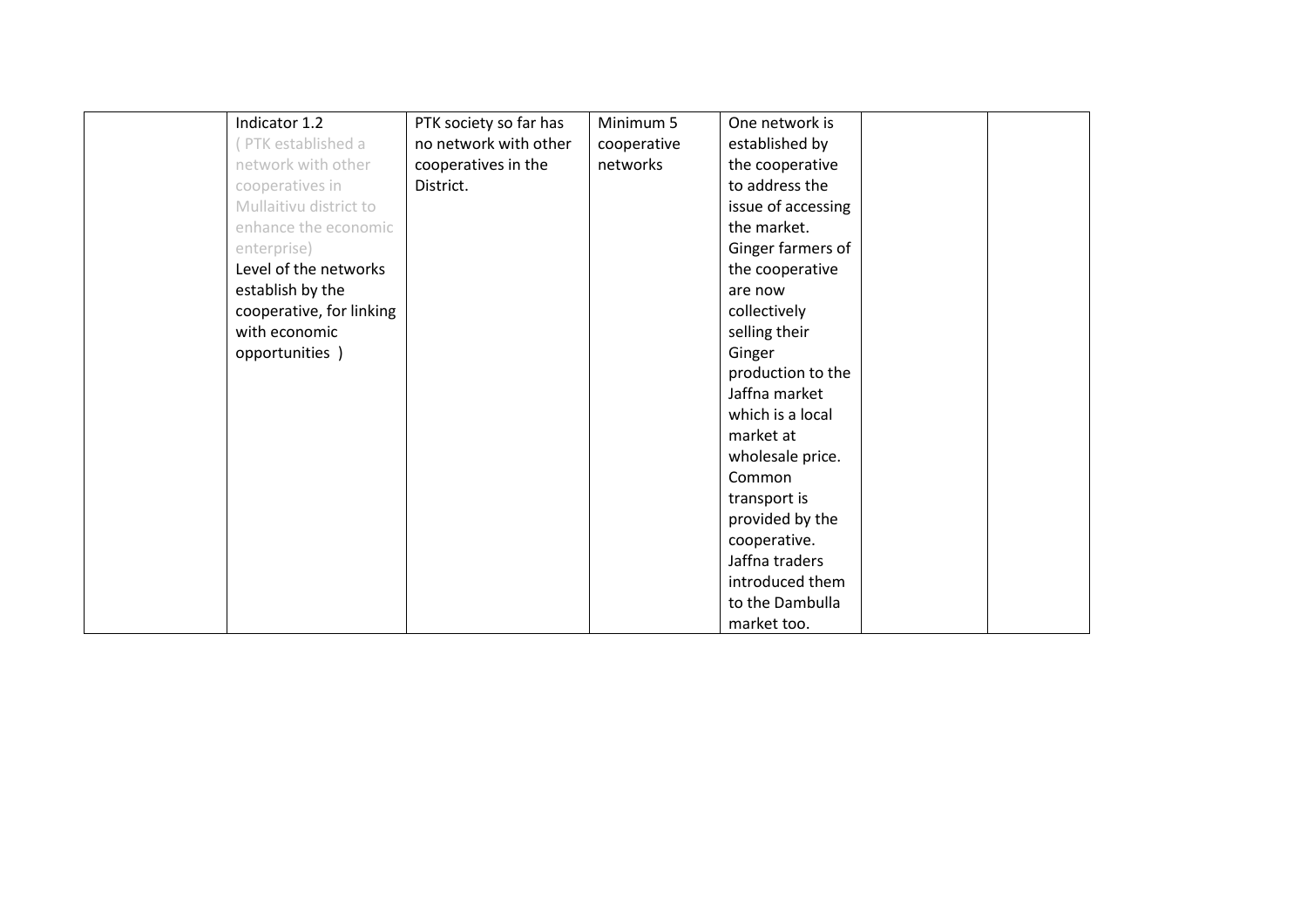|  |  |  |  |  |  |  |
|---|---|---|---|---|---|---|
|  | Indicator 1.2 ( PTK established a network with other cooperatives in Mullaitivu district to enhance the economic enterprise) Level of the networks establish by the cooperative, for linking with economic opportunities ) | PTK society so far has no network with other cooperatives in the District. | Minimum 5 cooperative networks | One network is established by the cooperative to address the issue of accessing the market. Ginger farmers of the cooperative are now collectively selling their Ginger production to the Jaffna market which is a local market at wholesale price. Common transport is provided by the cooperative. Jaffna traders introduced them to the Dambulla market too. |  |  |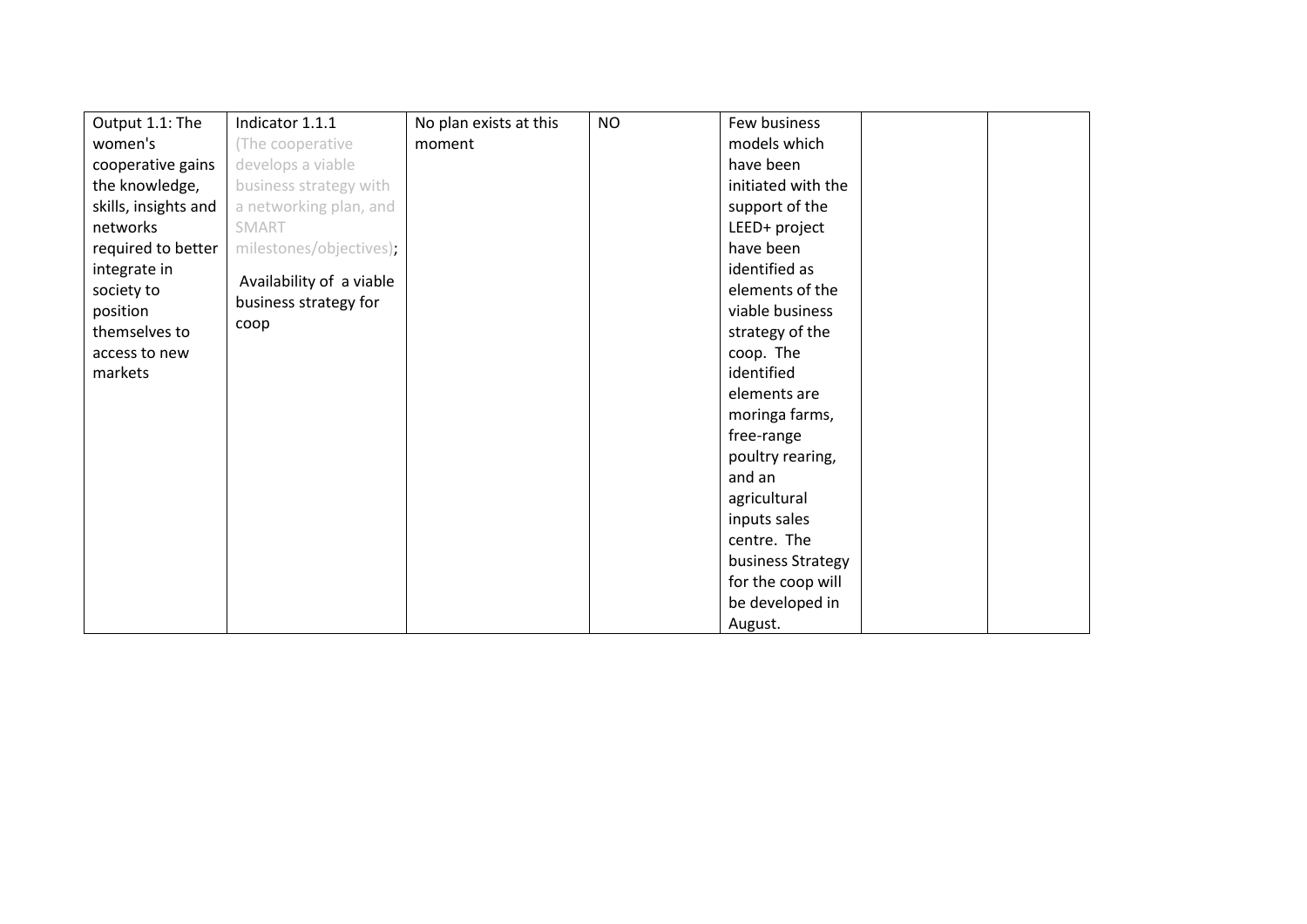| Output 1.1: The women's cooperative gains the knowledge, skills, insights and networks required to better integrate in society to position themselves to access to new markets | Indicator 1.1.1 (The cooperative develops a viable business strategy with a networking plan, and SMART milestones/objectives); Availability of a viable business strategy for coop | No plan exists at this moment | NO | Few business models which have been initiated with the support of the LEED+ project have been identified as elements of the viable business strategy of the coop. The identified elements are moringa farms, free-range poultry rearing, and an agricultural inputs sales centre. The business Strategy for the coop will be developed in August. | | |
|---|---|---|---|---|---|---|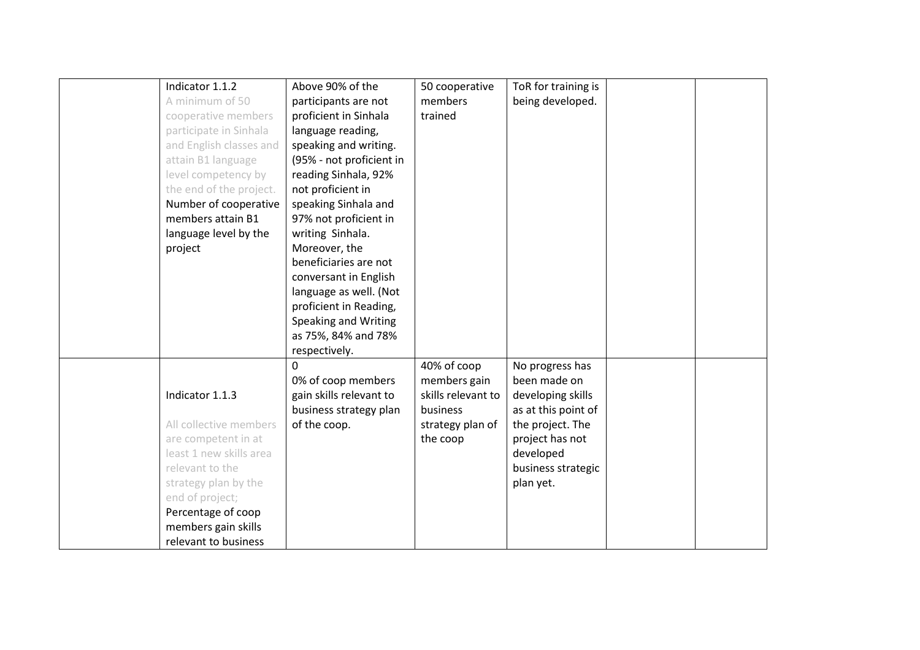|  |  |  |  |  |  |  |
|---|---|---|---|---|---|---|
|  | Indicator 1.1.2<br>A minimum of 50 cooperative members participate in Sinhala and English classes and attain B1 language level competency by the end of the project.<br>Number of cooperative members attain B1 language level by the project | Above 90% of the participants are not proficient in Sinhala language reading, speaking and writing. (95% - not proficient in reading Sinhala, 92% not proficient in speaking Sinhala and 97% not proficient in writing Sinhala. Moreover, the beneficiaries are not conversant in English language as well. (Not proficient in Reading, Speaking and Writing as 75%, 84% and 78% respectively. | 50 cooperative members trained | ToR for training is being developed. |  |  |
|  | Indicator 1.1.3<br><br>All collective members are competent in at least 1 new skills area relevant to the strategy plan by the end of project;<br>Percentage of coop members gain skills relevant to business | 0<br>0% of coop members gain skills relevant to business strategy plan of the coop. | 40% of coop members gain skills relevant to business strategy plan of the coop | No progress has been made on developing skills as at this point of the project. The project has not developed business strategic plan yet. |  |  |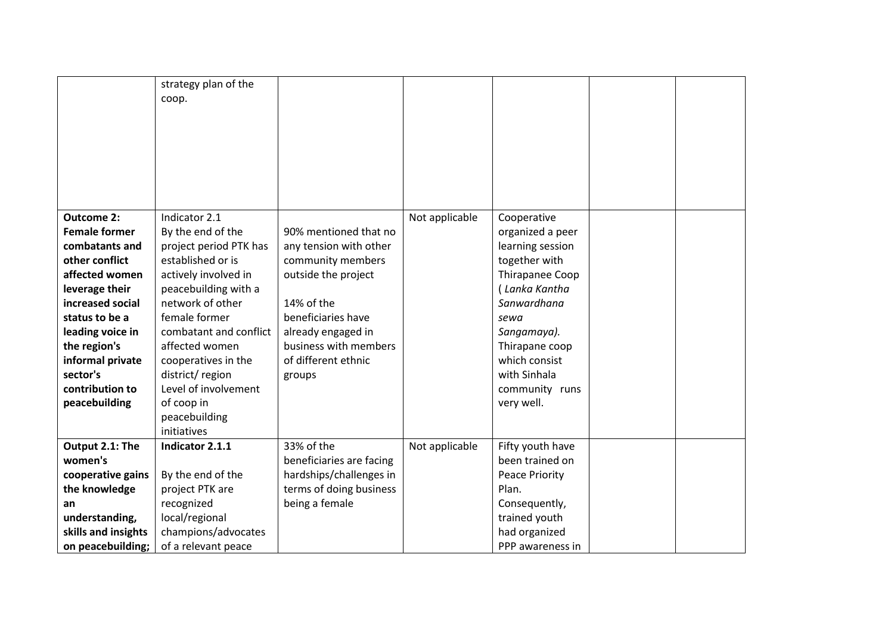| | | | | | | |
|---|---|---|---|---|---|---|
| | strategy plan of the coop. | | | | | |
| **Outcome 2: Female former combatants and other conflict affected women leverage their increased social status to be a leading voice in the region's informal private sector's contribution to peacebuilding** | Indicator 2.1 By the end of the project period PTK has established or is actively involved in peacebuilding with a network of other female former combatant and conflict affected women cooperatives in the district/ region Level of involvement of coop in peacebuilding initiatives | 90% mentioned that no any tension with other community members outside the project<br><br>14% of the beneficiaries have already engaged in business with members of different ethnic groups | Not applicable | Cooperative organized a peer learning session together with Thirapanee Coop ( *Lanka Kantha Sanwardhana sewa Sangamaya).* Thirapane coop which consist with Sinhala community runs very well. | | |
| **Output 2.1: The women's cooperative gains the knowledge an understanding, skills and insights on peacebuilding;** | **Indicator 2.1.1**<br><br>By the end of the project PTK are recognized local/regional champions/advocates of a relevant peace | 33% of the beneficiaries are facing hardships/challenges in terms of doing business being a female | Not applicable | Fifty youth have been trained on Peace Priority Plan. Consequently, trained youth had organized PPP awareness in | | |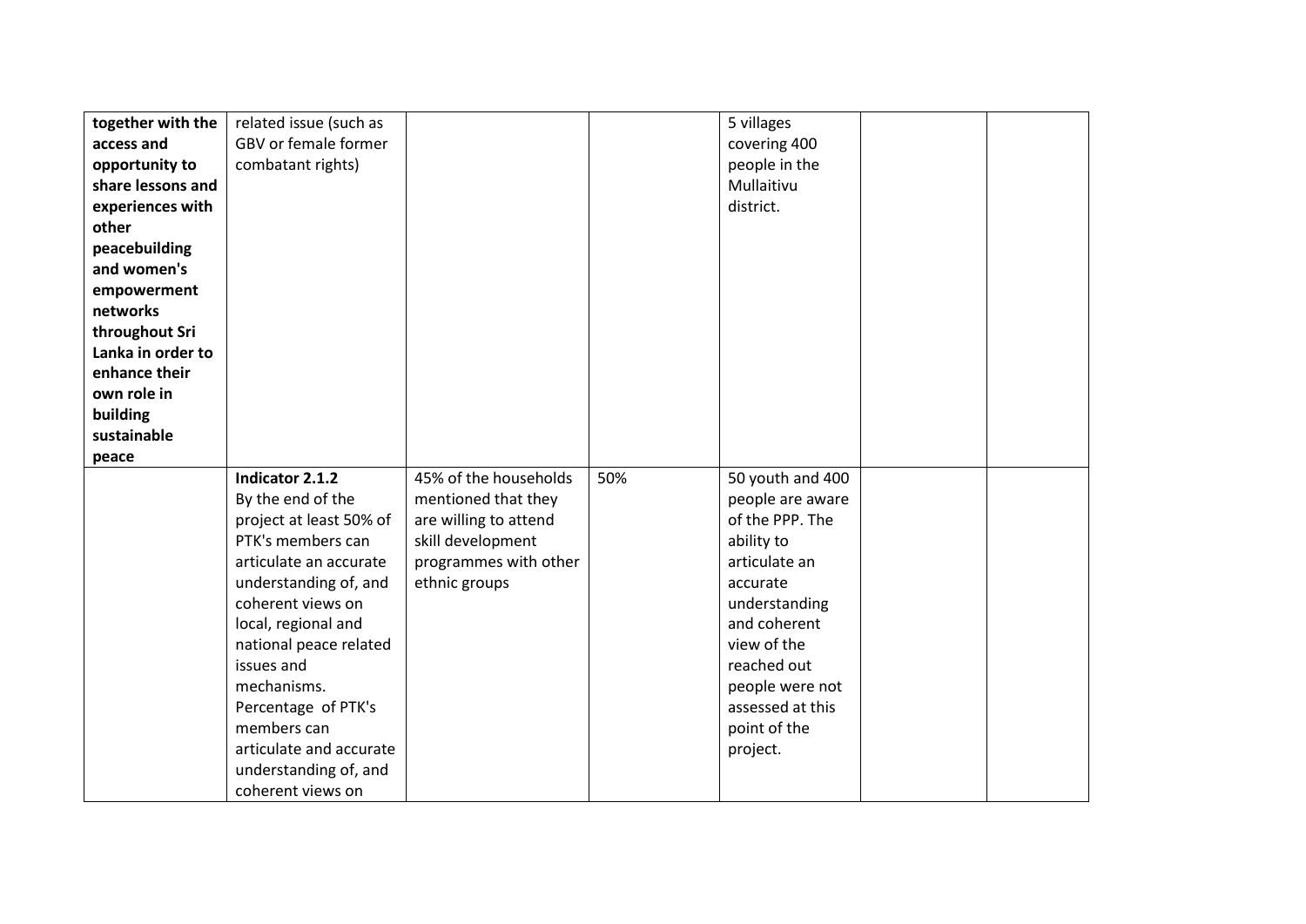| | | | | | | |
|---|---|---|---|---|---|---|
| **together with the access and opportunity to share lessons and experiences with other peacebuilding and women's empowerment networks throughout Sri Lanka in order to enhance their own role in building sustainable peace** | related issue (such as GBV or female former combatant rights) | | | 5 villages covering 400 people in the Mullaitivu district. | | |
| | **Indicator 2.1.2** By the end of the project at least 50% of PTK's members can articulate an accurate understanding of, and coherent views on local, regional and national peace related issues and mechanisms. Percentage of PTK's members can articulate and accurate understanding of, and coherent views on | 45% of the households mentioned that they are willing to attend skill development programmes with other ethnic groups | 50% | 50 youth and 400 people are aware of the PPP. The ability to articulate an accurate understanding and coherent view of the reached out people were not assessed at this point of the project. | | |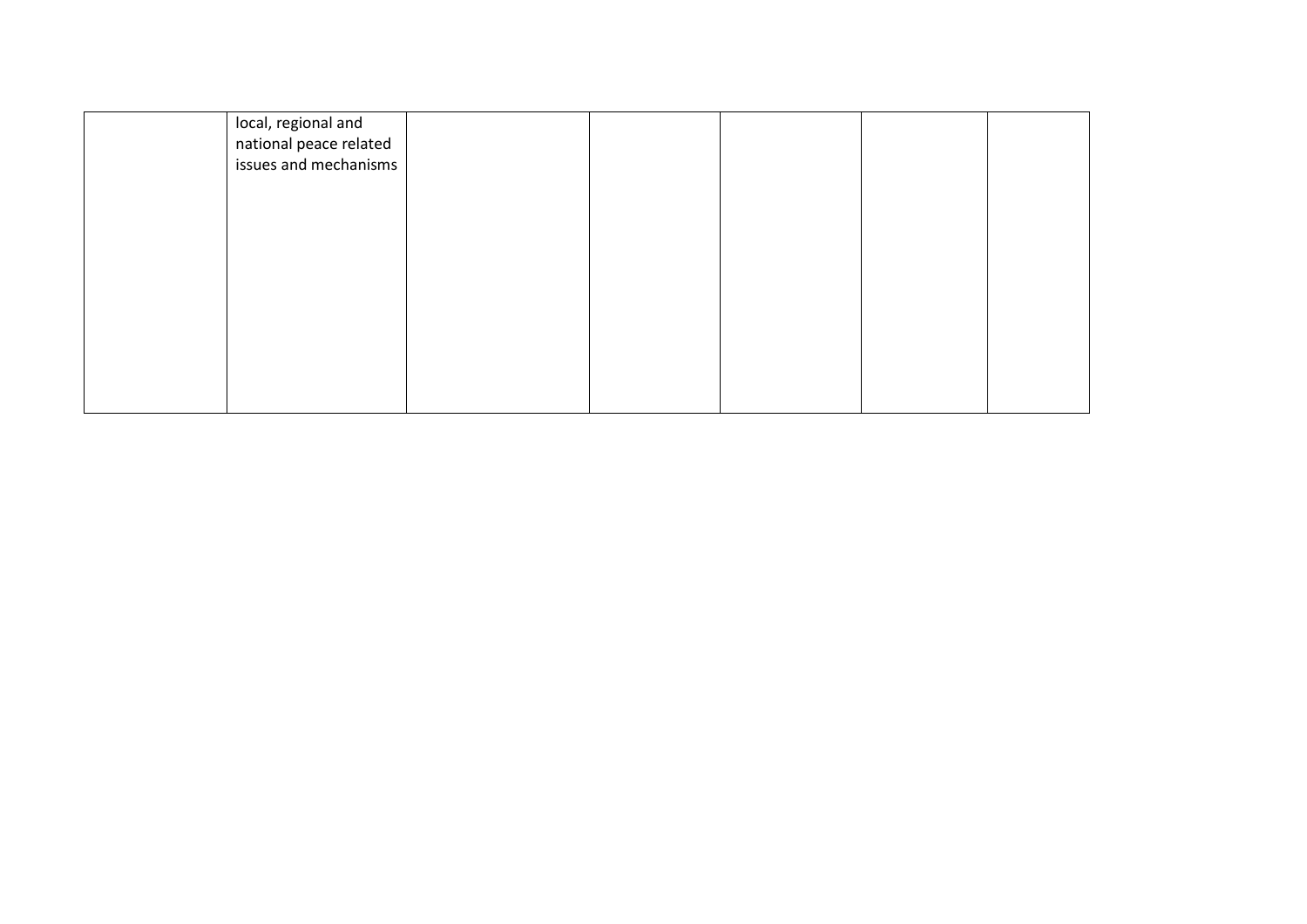| | | | | | | |
|---|---|---|---|---|---|---|
| | local, regional and national peace related issues and mechanisms | | | | | |